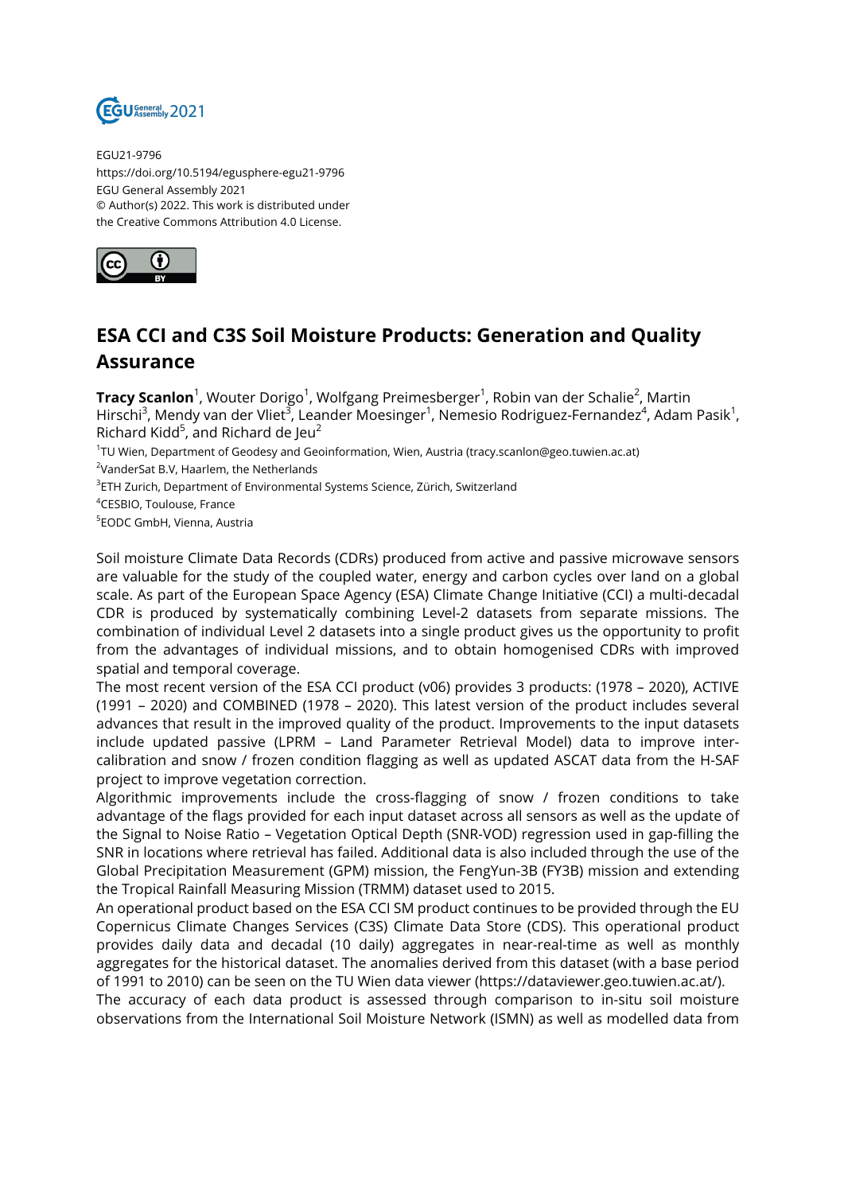EGU21-9796
https://doi.org/10.5194/egusphere-egu21-9796
EGU General Assembly 2021
© Author(s) 2022. This work is distributed under
the Creative Commons Attribution 4.0 License.

# ESA CCI and C3S Soil Moisture Products: Generation and Quality Assurance

**Tracy Scanlon**[1], Wouter Dorigo[1], Wolfgang Preimesberger[1], Robin van der Schalie[2], Martin Hirschi[3], Mendy van der Vliet[3], Leander Moesinger[1], Nemesio Rodriguez-Fernandez[4], Adam Pasik[1], Richard Kidd[5], and Richard de Jeu[2]

[1]TU Wien, Department of Geodesy and Geoinformation, Wien, Austria (tracy.scanlon@geo.tuwien.ac.at)
[2]VanderSat B.V, Haarlem, the Netherlands
[3]ETH Zurich, Department of Environmental Systems Science, Zürich, Switzerland
[4]CESBIO, Toulouse, France
[5]EODC GmbH, Vienna, Austria

Soil moisture Climate Data Records (CDRs) produced from active and passive microwave sensors are valuable for the study of the coupled water, energy and carbon cycles over land on a global scale. As part of the European Space Agency (ESA) Climate Change Initiative (CCI) a multi-decadal CDR is produced by systematically combining Level-2 datasets from separate missions. The combination of individual Level 2 datasets into a single product gives us the opportunity to profit from the advantages of individual missions, and to obtain homogenised CDRs with improved spatial and temporal coverage.
The most recent version of the ESA CCI product (v06) provides 3 products: (1978 – 2020), ACTIVE (1991 – 2020) and COMBINED (1978 – 2020). This latest version of the product includes several advances that result in the improved quality of the product. Improvements to the input datasets include updated passive (LPRM – Land Parameter Retrieval Model) data to improve inter-calibration and snow / frozen condition flagging as well as updated ASCAT data from the H-SAF project to improve vegetation correction.
Algorithmic improvements include the cross-flagging of snow / frozen conditions to take advantage of the flags provided for each input dataset across all sensors as well as the update of the Signal to Noise Ratio – Vegetation Optical Depth (SNR-VOD) regression used in gap-filling the SNR in locations where retrieval has failed. Additional data is also included through the use of the Global Precipitation Measurement (GPM) mission, the FengYun-3B (FY3B) mission and extending the Tropical Rainfall Measuring Mission (TRMM) dataset used to 2015.
An operational product based on the ESA CCI SM product continues to be provided through the EU Copernicus Climate Changes Services (C3S) Climate Data Store (CDS). This operational product provides daily data and decadal (10 daily) aggregates in near-real-time as well as monthly aggregates for the historical dataset. The anomalies derived from this dataset (with a base period of 1991 to 2010) can be seen on the TU Wien data viewer (https://dataviewer.geo.tuwien.ac.at/).
The accuracy of each data product is assessed through comparison to in-situ soil moisture observations from the International Soil Moisture Network (ISMN) as well as modelled data from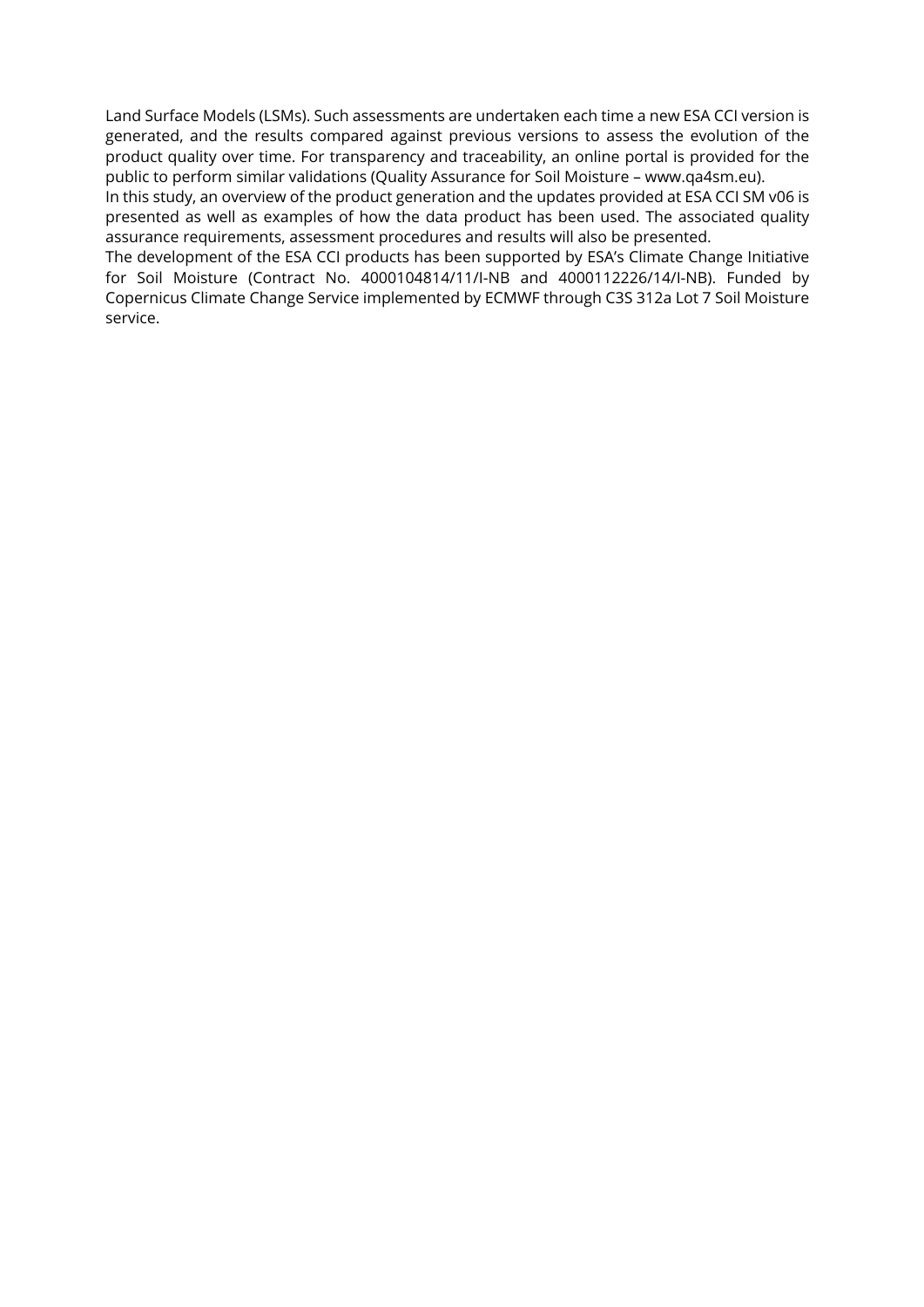Land Surface Models (LSMs). Such assessments are undertaken each time a new ESA CCI version is generated, and the results compared against previous versions to assess the evolution of the product quality over time. For transparency and traceability, an online portal is provided for the public to perform similar validations (Quality Assurance for Soil Moisture – www.qa4sm.eu).

In this study, an overview of the product generation and the updates provided at ESA CCI SM v06 is presented as well as examples of how the data product has been used. The associated quality assurance requirements, assessment procedures and results will also be presented.

The development of the ESA CCI products has been supported by ESA's Climate Change Initiative for Soil Moisture (Contract No. 4000104814/11/I-NB and 4000112226/14/I-NB). Funded by Copernicus Climate Change Service implemented by ECMWF through C3S 312a Lot 7 Soil Moisture service.